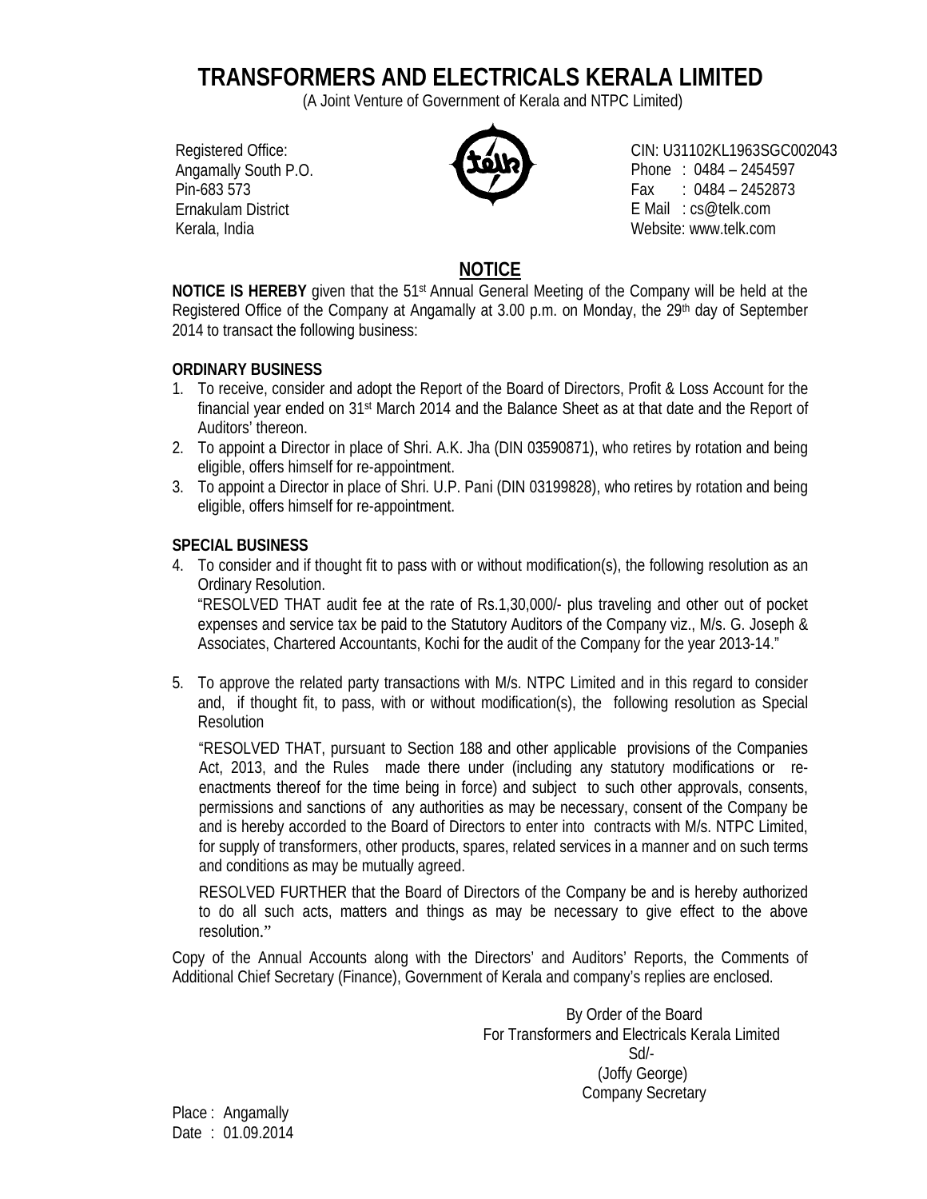# TRANSFORMERS AND ELECTRICALS KERALA LIMITED

(A Joint Venture of Government of Kerala and NTPC Limited)

Registered Office:
Angamally South P.O.
Pin-683 573
Ernakulam District
Kerala, India

CIN: U31102KL1963SGC002043
Phone : 0484 – 2454597
Fax : 0484 – 2452873
E Mail : cs@telk.com
Website: www.telk.com

## NOTICE

**NOTICE IS HEREBY** given that the 51st Annual General Meeting of the Company will be held at the Registered Office of the Company at Angamally at 3.00 p.m. on Monday, the 29th day of September 2014 to transact the following business:

### ORDINARY BUSINESS

1. To receive, consider and adopt the Report of the Board of Directors, Profit & Loss Account for the financial year ended on 31st March 2014 and the Balance Sheet as at that date and the Report of Auditors' thereon.
2. To appoint a Director in place of Shri. A.K. Jha (DIN 03590871), who retires by rotation and being eligible, offers himself for re-appointment.
3. To appoint a Director in place of Shri. U.P. Pani (DIN 03199828), who retires by rotation and being eligible, offers himself for re-appointment.

### SPECIAL BUSINESS

4. To consider and if thought fit to pass with or without modification(s), the following resolution as an Ordinary Resolution.

   "RESOLVED THAT audit fee at the rate of Rs.1,30,000/- plus traveling and other out of pocket expenses and service tax be paid to the Statutory Auditors of the Company viz., M/s. G. Joseph & Associates, Chartered Accountants, Kochi for the audit of the Company for the year 2013-14."

5. To approve the related party transactions with M/s. NTPC Limited and in this regard to consider and, if thought fit, to pass, with or without modification(s), the following resolution as Special Resolution

   "RESOLVED THAT, pursuant to Section 188 and other applicable provisions of the Companies Act, 2013, and the Rules made there under (including any statutory modifications or re-enactments thereof for the time being in force) and subject to such other approvals, consents, permissions and sanctions of any authorities as may be necessary, consent of the Company be and is hereby accorded to the Board of Directors to enter into contracts with M/s. NTPC Limited, for supply of transformers, other products, spares, related services in a manner and on such terms and conditions as may be mutually agreed.

   RESOLVED FURTHER that the Board of Directors of the Company be and is hereby authorized to do all such acts, matters and things as may be necessary to give effect to the above resolution."

Copy of the Annual Accounts along with the Directors' and Auditors' Reports, the Comments of Additional Chief Secretary (Finance), Government of Kerala and company's replies are enclosed.

By Order of the Board
For Transformers and Electricals Kerala Limited
Sd/-
(Joffy George)
Company Secretary

Place : Angamally
Date : 01.09.2014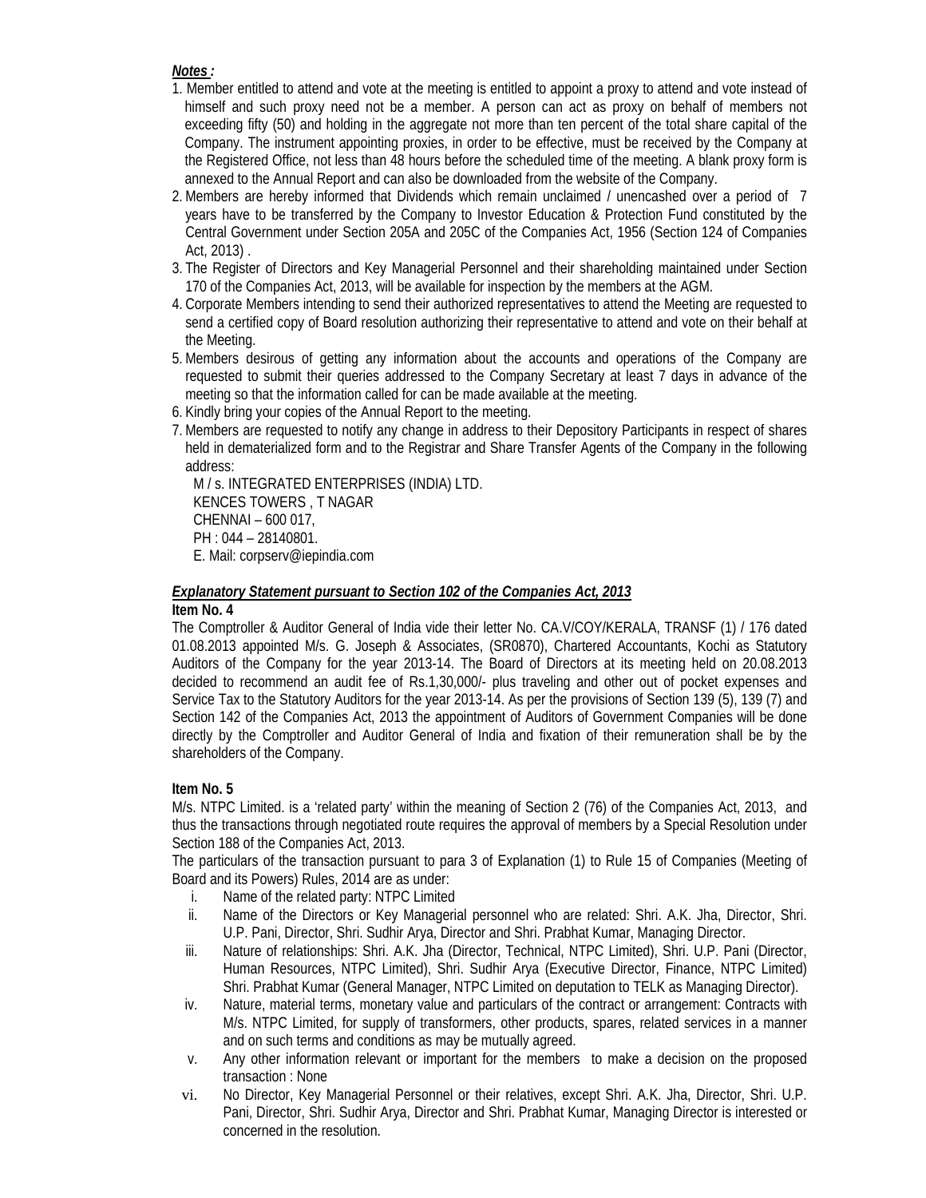***Notes :***

1. Member entitled to attend and vote at the meeting is entitled to appoint a proxy to attend and vote instead of himself and such proxy need not be a member. A person can act as proxy on behalf of members not exceeding fifty (50) and holding in the aggregate not more than ten percent of the total share capital of the Company. The instrument appointing proxies, in order to be effective, must be received by the Company at the Registered Office, not less than 48 hours before the scheduled time of the meeting. A blank proxy form is annexed to the Annual Report and can also be downloaded from the website of the Company.
2. Members are hereby informed that Dividends which remain unclaimed / unencashed over a period of 7 years have to be transferred by the Company to Investor Education & Protection Fund constituted by the Central Government under Section 205A and 205C of the Companies Act, 1956 (Section 124 of Companies Act, 2013) .
3. The Register of Directors and Key Managerial Personnel and their shareholding maintained under Section 170 of the Companies Act, 2013, will be available for inspection by the members at the AGM.
4. Corporate Members intending to send their authorized representatives to attend the Meeting are requested to send a certified copy of Board resolution authorizing their representative to attend and vote on their behalf at the Meeting.
5. Members desirous of getting any information about the accounts and operations of the Company are requested to submit their queries addressed to the Company Secretary at least 7 days in advance of the meeting so that the information called for can be made available at the meeting.
6. Kindly bring your copies of the Annual Report to the meeting.
7. Members are requested to notify any change in address to their Depository Participants in respect of shares held in dematerialized form and to the Registrar and Share Transfer Agents of the Company in the following address:

   M / s. INTEGRATED ENTERPRISES (INDIA) LTD.
   KENCES TOWERS , T NAGAR
   CHENNAI – 600 017,
   PH : 044 – 28140801.
   E. Mail: corpserv@iepindia.com

***Explanatory Statement pursuant to Section 102 of the Companies Act, 2013***

**Item No. 4**

The Comptroller & Auditor General of India vide their letter No. CA.V/COY/KERALA, TRANSF (1) / 176 dated 01.08.2013 appointed M/s. G. Joseph & Associates, (SR0870), Chartered Accountants, Kochi as Statutory Auditors of the Company for the year 2013-14. The Board of Directors at its meeting held on 20.08.2013 decided to recommend an audit fee of Rs.1,30,000/- plus traveling and other out of pocket expenses and Service Tax to the Statutory Auditors for the year 2013-14. As per the provisions of Section 139 (5), 139 (7) and Section 142 of the Companies Act, 2013 the appointment of Auditors of Government Companies will be done directly by the Comptroller and Auditor General of India and fixation of their remuneration shall be by the shareholders of the Company.

**Item No. 5**

M/s. NTPC Limited. is a 'related party' within the meaning of Section 2 (76) of the Companies Act, 2013, and thus the transactions through negotiated route requires the approval of members by a Special Resolution under Section 188 of the Companies Act, 2013.

The particulars of the transaction pursuant to para 3 of Explanation (1) to Rule 15 of Companies (Meeting of Board and its Powers) Rules, 2014 are as under:

i. Name of the related party: NTPC Limited
ii. Name of the Directors or Key Managerial personnel who are related: Shri. A.K. Jha, Director, Shri. U.P. Pani, Director, Shri. Sudhir Arya, Director and Shri. Prabhat Kumar, Managing Director.
iii. Nature of relationships: Shri. A.K. Jha (Director, Technical, NTPC Limited), Shri. U.P. Pani (Director, Human Resources, NTPC Limited), Shri. Sudhir Arya (Executive Director, Finance, NTPC Limited) Shri. Prabhat Kumar (General Manager, NTPC Limited on deputation to TELK as Managing Director).
iv. Nature, material terms, monetary value and particulars of the contract or arrangement: Contracts with M/s. NTPC Limited, for supply of transformers, other products, spares, related services in a manner and on such terms and conditions as may be mutually agreed.
v. Any other information relevant or important for the members to make a decision on the proposed transaction : None
vi. No Director, Key Managerial Personnel or their relatives, except Shri. A.K. Jha, Director, Shri. U.P. Pani, Director, Shri. Sudhir Arya, Director and Shri. Prabhat Kumar, Managing Director is interested or concerned in the resolution.